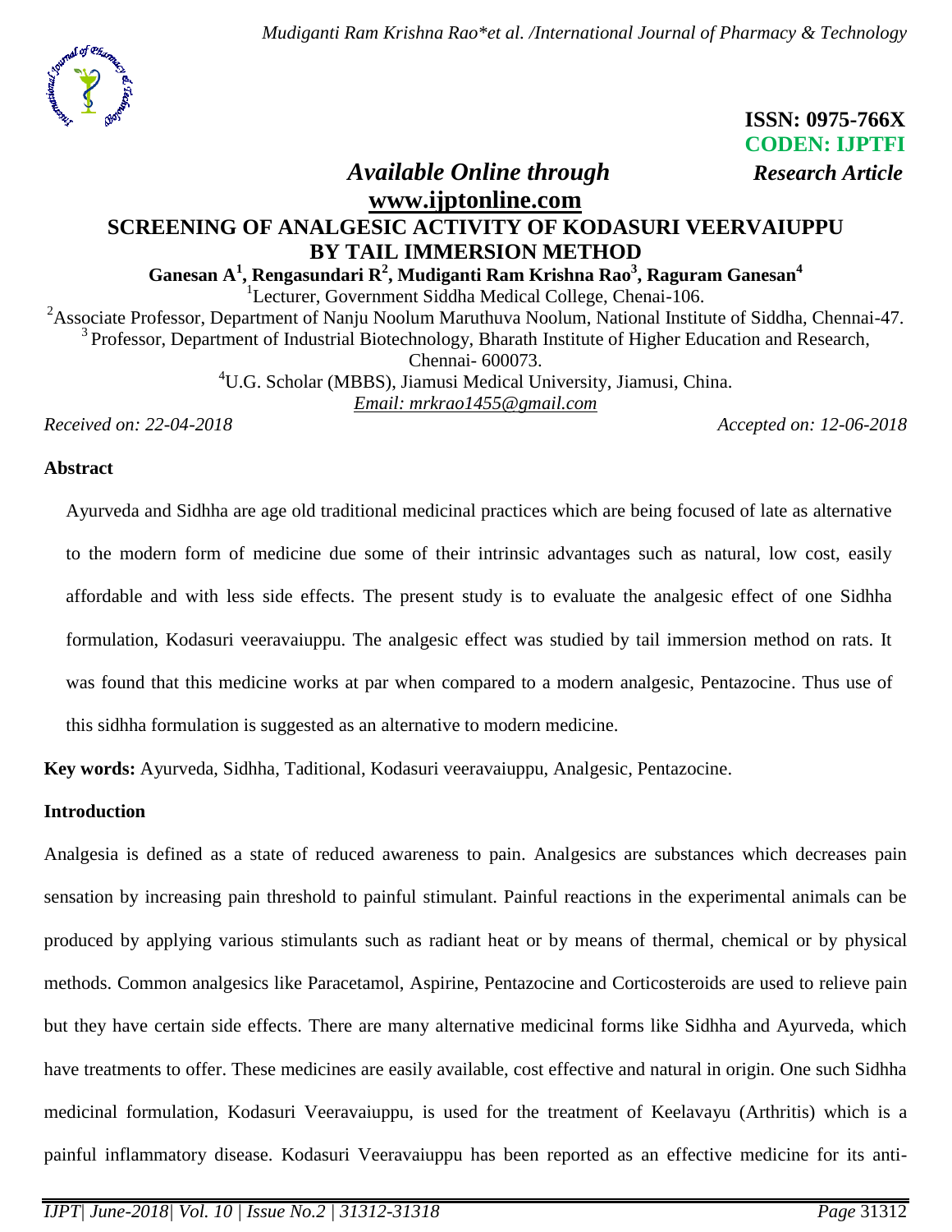ISSN: 0975-766X
CODEN: IJPTFI

*Available Online through* **www.ijptonline.com** *Research Article*

# SCREENING OF ANALGESIC ACTIVITY OF KODASURI VEERVAIUPPU BY TAIL IMMERSION METHOD

**Ganesan A[1], Rengasundari R[2], Mudiganti Ram Krishna Rao[3], Raguram Ganesan[4]**

[1]Lecturer, Government Siddha Medical College, Chenai-106.
[2]Associate Professor, Department of Nanju Noolum Maruthuva Noolum, National Institute of Siddha, Chennai-47.
[3] Professor, Department of Industrial Biotechnology, Bharath Institute of Higher Education and Research, Chennai- 600073.
[4]U.G. Scholar (MBBS), Jiamusi Medical University, Jiamusi, China.
*Email: mrkrao1455@gmail.com*

*Received on: 22-04-2018* *Accepted on: 12-06-2018*

## Abstract

Ayurveda and Sidhha are age old traditional medicinal practices which are being focused of late as alternative to the modern form of medicine due some of their intrinsic advantages such as natural, low cost, easily affordable and with less side effects. The present study is to evaluate the analgesic effect of one Sidhha formulation, Kodasuri veeravaiuppu. The analgesic effect was studied by tail immersion method on rats. It was found that this medicine works at par when compared to a modern analgesic, Pentazocine. Thus use of this sidhha formulation is suggested as an alternative to modern medicine.

**Key words:** Ayurveda, Sidhha, Taditional, Kodasuri veeravaiuppu, Analgesic, Pentazocine.

## Introduction

Analgesia is defined as a state of reduced awareness to pain. Analgesics are substances which decreases pain sensation by increasing pain threshold to painful stimulant. Painful reactions in the experimental animals can be produced by applying various stimulants such as radiant heat or by means of thermal, chemical or by physical methods. Common analgesics like Paracetamol, Aspirine, Pentazocine and Corticosteroids are used to relieve pain but they have certain side effects. There are many alternative medicinal forms like Sidhha and Ayurveda, which have treatments to offer. These medicines are easily available, cost effective and natural in origin. One such Sidhha medicinal formulation, Kodasuri Veeravaiuppu, is used for the treatment of Keelavayu (Arthritis) which is a painful inflammatory disease. Kodasuri Veeravaiuppu has been reported as an effective medicine for its anti-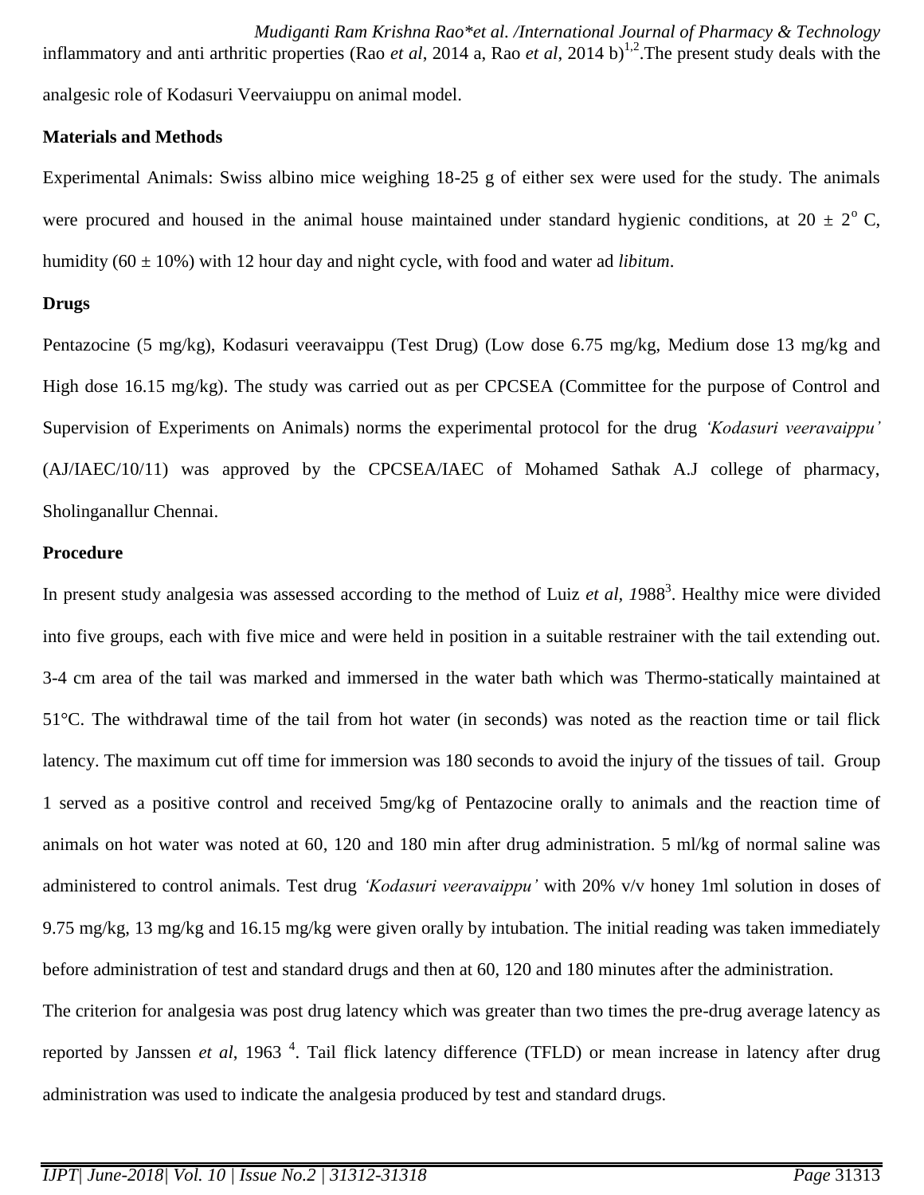inflammatory and anti arthritic properties (Rao *et al*, 2014 a, Rao *et al*, 2014 b)[1,2].The present study deals with the analgesic role of Kodasuri Veervaiuppu on animal model.

**Materials and Methods**

Experimental Animals: Swiss albino mice weighing 18-25 g of either sex were used for the study. The animals were procured and housed in the animal house maintained under standard hygienic conditions, at 20 ± 2$^{o}$ C, humidity (60 ± 10%) with 12 hour day and night cycle, with food and water ad *libitum*.

**Drugs**

Pentazocine (5 mg/kg), Kodasuri veeravaippu (Test Drug) (Low dose 6.75 mg/kg, Medium dose 13 mg/kg and High dose 16.15 mg/kg). The study was carried out as per CPCSEA (Committee for the purpose of Control and Supervision of Experiments on Animals) norms the experimental protocol for the drug *'Kodasuri veeravaippu'* (AJ/IAEC/10/11) was approved by the CPCSEA/IAEC of Mohamed Sathak A.J college of pharmacy, Sholinganallur Chennai.

**Procedure**

In present study analgesia was assessed according to the method of Luiz *et al, 1*988[3]. Healthy mice were divided into five groups, each with five mice and were held in position in a suitable restrainer with the tail extending out. 3-4 cm area of the tail was marked and immersed in the water bath which was Thermo-statically maintained at 51°C. The withdrawal time of the tail from hot water (in seconds) was noted as the reaction time or tail flick latency. The maximum cut off time for immersion was 180 seconds to avoid the injury of the tissues of tail. Group 1 served as a positive control and received 5mg/kg of Pentazocine orally to animals and the reaction time of animals on hot water was noted at 60, 120 and 180 min after drug administration. 5 ml/kg of normal saline was administered to control animals. Test drug *'Kodasuri veeravaippu'* with 20% v/v honey 1ml solution in doses of 9.75 mg/kg, 13 mg/kg and 16.15 mg/kg were given orally by intubation. The initial reading was taken immediately before administration of test and standard drugs and then at 60, 120 and 180 minutes after the administration.

The criterion for analgesia was post drug latency which was greater than two times the pre-drug average latency as reported by Janssen *et al*, 1963 [4]. Tail flick latency difference (TFLD) or mean increase in latency after drug administration was used to indicate the analgesia produced by test and standard drugs.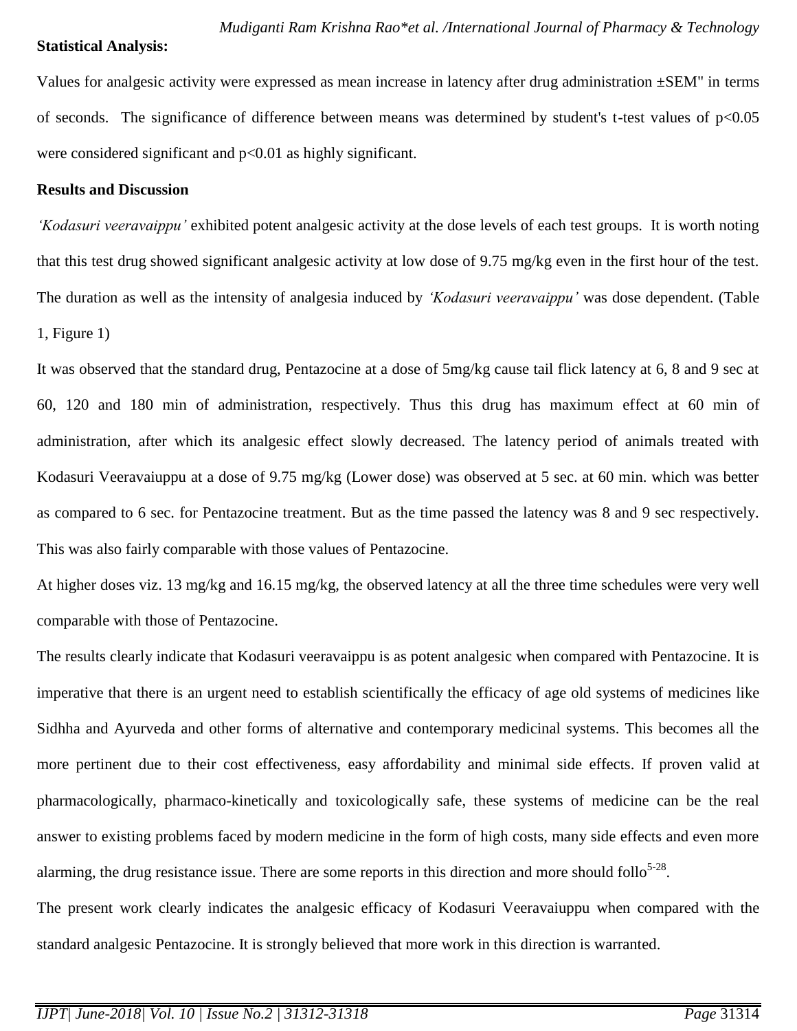**Statistical Analysis:**

Values for analgesic activity were expressed as mean increase in latency after drug administration ±SEM" in terms of seconds. The significance of difference between means was determined by student's t-test values of $p<0.05$ were considered significant and $p<0.01$ as highly significant.

**Results and Discussion**

*'Kodasuri veeravaippu'* exhibited potent analgesic activity at the dose levels of each test groups. It is worth noting that this test drug showed significant analgesic activity at low dose of 9.75 mg/kg even in the first hour of the test. The duration as well as the intensity of analgesia induced by *'Kodasuri veeravaippu'* was dose dependent. (Table 1, Figure 1)

It was observed that the standard drug, Pentazocine at a dose of 5mg/kg cause tail flick latency at 6, 8 and 9 sec at 60, 120 and 180 min of administration, respectively. Thus this drug has maximum effect at 60 min of administration, after which its analgesic effect slowly decreased. The latency period of animals treated with Kodasuri Veeravaiuppu at a dose of 9.75 mg/kg (Lower dose) was observed at 5 sec. at 60 min. which was better as compared to 6 sec. for Pentazocine treatment. But as the time passed the latency was 8 and 9 sec respectively. This was also fairly comparable with those values of Pentazocine.

At higher doses viz. 13 mg/kg and 16.15 mg/kg, the observed latency at all the three time schedules were very well comparable with those of Pentazocine.

The results clearly indicate that Kodasuri veeravaippu is as potent analgesic when compared with Pentazocine. It is imperative that there is an urgent need to establish scientifically the efficacy of age old systems of medicines like Sidhha and Ayurveda and other forms of alternative and contemporary medicinal systems. This becomes all the more pertinent due to their cost effectiveness, easy affordability and minimal side effects. If proven valid at pharmacologically, pharmaco-kinetically and toxicologically safe, these systems of medicine can be the real answer to existing problems faced by modern medicine in the form of high costs, many side effects and even more alarming, the drug resistance issue. There are some reports in this direction and more should follo[5-28].

The present work clearly indicates the analgesic efficacy of Kodasuri Veeravaiuppu when compared with the standard analgesic Pentazocine. It is strongly believed that more work in this direction is warranted.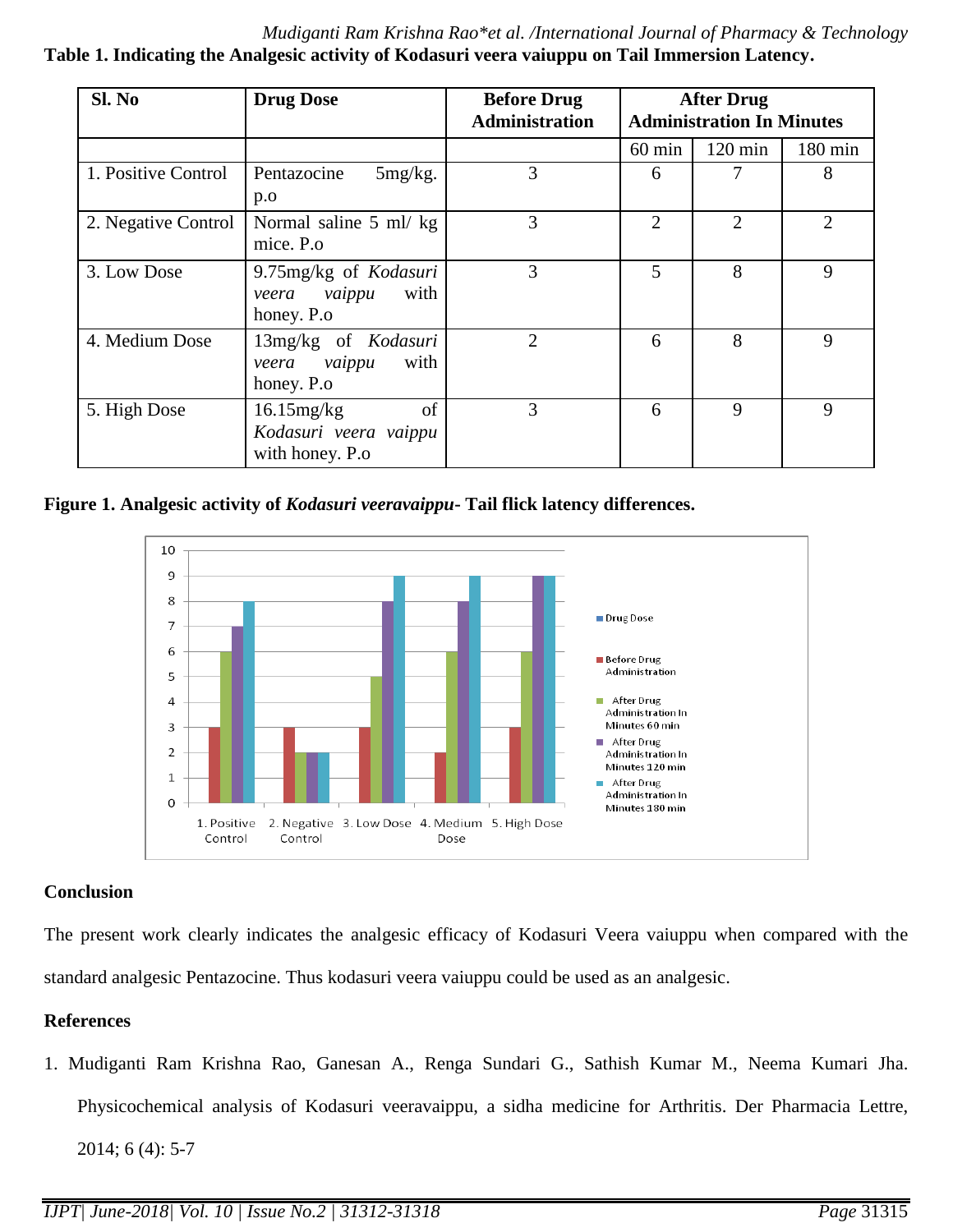**Table 1. Indicating the Analgesic activity of Kodasuri veera vaiuppu on Tail Immersion Latency.**

| Sl. No | Drug Dose | Before Drug Administration | After Drug Administration In Minutes | | |
|---|---|---|---|---|---|
| | | | 60 min | 120 min | 180 min |
| 1. Positive Control | Pentazocine 5mg/kg. p.o | 3 | 6 | 7 | 8 |
| 2. Negative Control | Normal saline 5 ml/ kg mice. P.o | 3 | 2 | 2 | 2 |
| 3. Low Dose | 9.75mg/kg of *Kodasuri veera vaippu* with honey. P.o | 3 | 5 | 8 | 9 |
| 4. Medium Dose | 13mg/kg of *Kodasuri veera vaippu* with honey. P.o | 2 | 6 | 8 | 9 |
| 5. High Dose | 16.15mg/kg of *Kodasuri veera vaippu* with honey. P.o | 3 | 6 | 9 | 9 |

**Figure 1. Analgesic activity of *Kodasuri veeravaippu*- Tail flick latency differences.**

## Conclusion

The present work clearly indicates the analgesic efficacy of Kodasuri Veera vaiuppu when compared with the standard analgesic Pentazocine. Thus kodasuri veera vaiuppu could be used as an analgesic.

## References

1. Mudiganti Ram Krishna Rao, Ganesan A., Renga Sundari G., Sathish Kumar M., Neema Kumari Jha. Physicochemical analysis of Kodasuri veeravaippu, a sidha medicine for Arthritis. Der Pharmacia Lettre, 2014; 6 (4): 5-7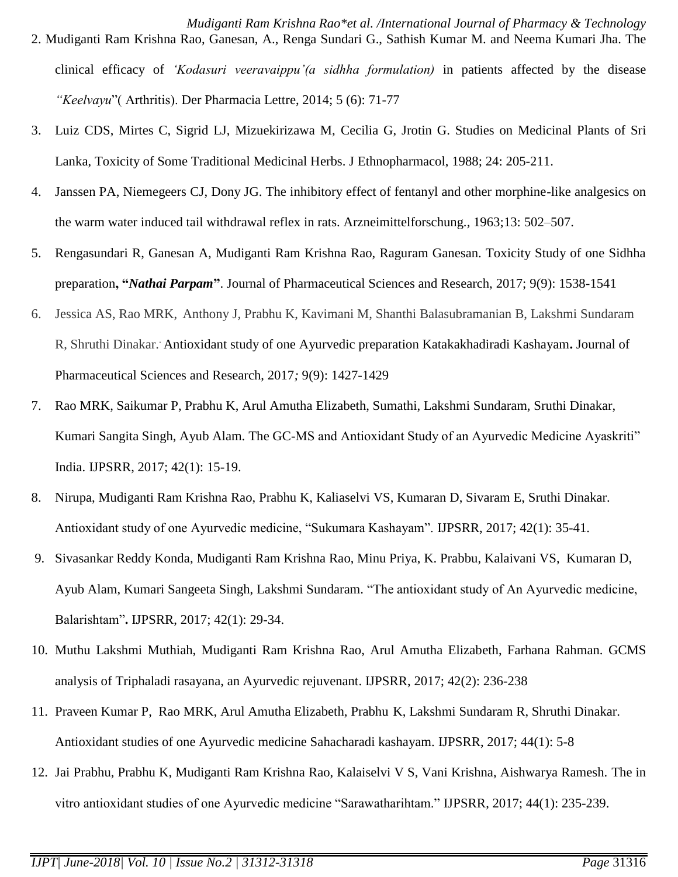2. Mudiganti Ram Krishna Rao, Ganesan, A., Renga Sundari G., Sathish Kumar M. and Neema Kumari Jha. The clinical efficacy of *'Kodasuri veeravaippu'(a sidhha formulation)* in patients affected by the disease *"Keelvayu*"( Arthritis). Der Pharmacia Lettre, 2014; 5 (6): 71-77

3. Luiz CDS, Mirtes C, Sigrid LJ, Mizuekirizawa M, Cecilia G, Jrotin G. Studies on Medicinal Plants of Sri Lanka, Toxicity of Some Traditional Medicinal Herbs. J Ethnopharmacol, 1988; 24: 205-211.

4. Janssen PA, Niemegeers CJ, Dony JG. The inhibitory effect of fentanyl and other morphine-like analgesics on the warm water induced tail withdrawal reflex in rats. Arzneimittelforschung., 1963;13: 502–507.

5. Rengasundari R, Ganesan A, Mudiganti Ram Krishna Rao, Raguram Ganesan. Toxicity Study of one Sidhha preparation**, "*Nathai Parpam*"**. Journal of Pharmaceutical Sciences and Research, 2017; 9(9): 1538-1541

6. Jessica AS, Rao MRK, Anthony J, Prabhu K, Kavimani M, Shanthi Balasubramanian B, Lakshmi Sundaram R, Shruthi Dinakar.. Antioxidant study of one Ayurvedic preparation Katakakhadiradi Kashayam**.** Journal of Pharmaceutical Sciences and Research, 2017*;* 9(9): 1427-1429

7. Rao MRK, Saikumar P, Prabhu K, Arul Amutha Elizabeth, Sumathi, Lakshmi Sundaram, Sruthi Dinakar, Kumari Sangita Singh, Ayub Alam. The GC-MS and Antioxidant Study of an Ayurvedic Medicine Ayaskriti" India. IJPSRR, 2017; 42(1): 15-19.

8. Nirupa, Mudiganti Ram Krishna Rao, Prabhu K, Kaliaselvi VS, Kumaran D, Sivaram E, Sruthi Dinakar. Antioxidant study of one Ayurvedic medicine, "Sukumara Kashayam". IJPSRR, 2017; 42(1): 35-41.

9. Sivasankar Reddy Konda, Mudiganti Ram Krishna Rao, Minu Priya, K. Prabbu, Kalaivani VS, Kumaran D, Ayub Alam, Kumari Sangeeta Singh, Lakshmi Sundaram. "The antioxidant study of An Ayurvedic medicine, Balarishtam"**.** IJPSRR, 2017; 42(1): 29-34.

10. Muthu Lakshmi Muthiah, Mudiganti Ram Krishna Rao, Arul Amutha Elizabeth, Farhana Rahman. GCMS analysis of Triphaladi rasayana, an Ayurvedic rejuvenant. IJPSRR, 2017; 42(2): 236-238

11. Praveen Kumar P, Rao MRK, Arul Amutha Elizabeth, Prabhu K, Lakshmi Sundaram R, Shruthi Dinakar. Antioxidant studies of one Ayurvedic medicine Sahacharadi kashayam. IJPSRR, 2017; 44(1): 5-8

12. Jai Prabhu, Prabhu K, Mudiganti Ram Krishna Rao, Kalaiselvi V S, Vani Krishna, Aishwarya Ramesh. The in vitro antioxidant studies of one Ayurvedic medicine "Sarawatharihtam." IJPSRR, 2017; 44(1): 235-239.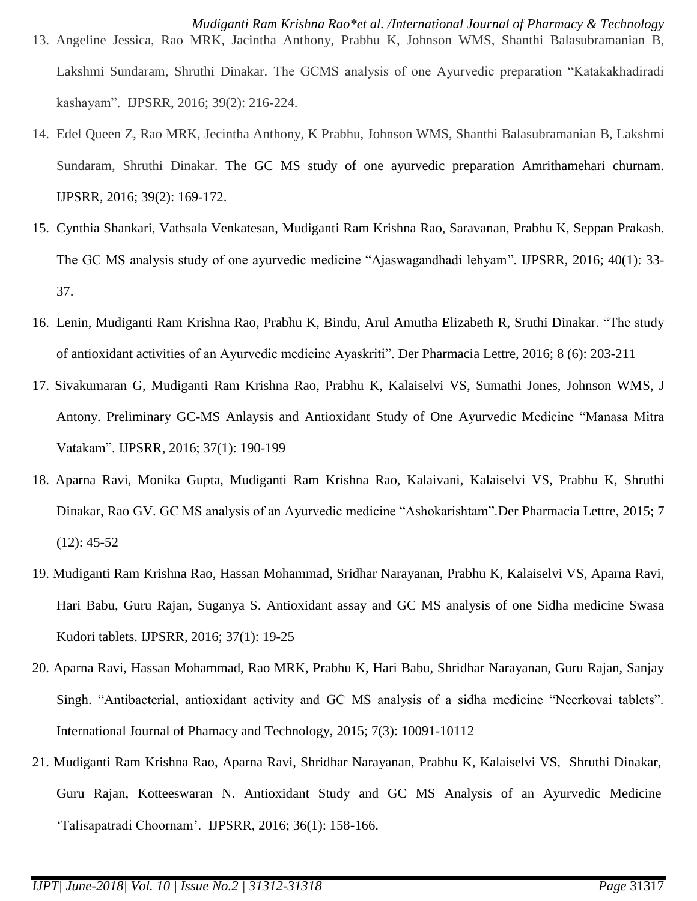13. Angeline Jessica, Rao MRK, Jacintha Anthony, Prabhu K, Johnson WMS, Shanthi Balasubramanian B, Lakshmi Sundaram, Shruthi Dinakar. The GCMS analysis of one Ayurvedic preparation "Katakakhadiradi kashayam". IJPSRR, 2016; 39(2): 216-224.
14. Edel Queen Z, Rao MRK, Jecintha Anthony, K Prabhu, Johnson WMS, Shanthi Balasubramanian B, Lakshmi Sundaram, Shruthi Dinakar. The GC MS study of one ayurvedic preparation Amrithamehari churnam. IJPSRR, 2016; 39(2): 169-172.
15. Cynthia Shankari, Vathsala Venkatesan, Mudiganti Ram Krishna Rao, Saravanan, Prabhu K, Seppan Prakash. The GC MS analysis study of one ayurvedic medicine "Ajaswagandhadi lehyam". IJPSRR, 2016; 40(1): 33-37.
16. Lenin, Mudiganti Ram Krishna Rao, Prabhu K, Bindu, Arul Amutha Elizabeth R, Sruthi Dinakar. "The study of antioxidant activities of an Ayurvedic medicine Ayaskriti". Der Pharmacia Lettre, 2016; 8 (6): 203-211
17. Sivakumaran G, Mudiganti Ram Krishna Rao, Prabhu K, Kalaiselvi VS, Sumathi Jones, Johnson WMS, J Antony. Preliminary GC-MS Anlaysis and Antioxidant Study of One Ayurvedic Medicine "Manasa Mitra Vatakam". IJPSRR, 2016; 37(1): 190-199
18. Aparna Ravi, Monika Gupta, Mudiganti Ram Krishna Rao, Kalaivani, Kalaiselvi VS, Prabhu K, Shruthi Dinakar, Rao GV. GC MS analysis of an Ayurvedic medicine "Ashokarishtam".Der Pharmacia Lettre, 2015; 7 (12): 45-52
19. Mudiganti Ram Krishna Rao, Hassan Mohammad, Sridhar Narayanan, Prabhu K, Kalaiselvi VS, Aparna Ravi, Hari Babu, Guru Rajan, Suganya S. Antioxidant assay and GC MS analysis of one Sidha medicine Swasa Kudori tablets. IJPSRR, 2016; 37(1): 19-25
20. Aparna Ravi, Hassan Mohammad, Rao MRK, Prabhu K, Hari Babu, Shridhar Narayanan, Guru Rajan, Sanjay Singh. "Antibacterial, antioxidant activity and GC MS analysis of a sidha medicine "Neerkovai tablets". International Journal of Phamacy and Technology, 2015; 7(3): 10091-10112
21. Mudiganti Ram Krishna Rao, Aparna Ravi, Shridhar Narayanan, Prabhu K, Kalaiselvi VS, Shruthi Dinakar, Guru Rajan, Kotteeswaran N. Antioxidant Study and GC MS Analysis of an Ayurvedic Medicine 'Talisapatradi Choornam'. IJPSRR, 2016; 36(1): 158-166.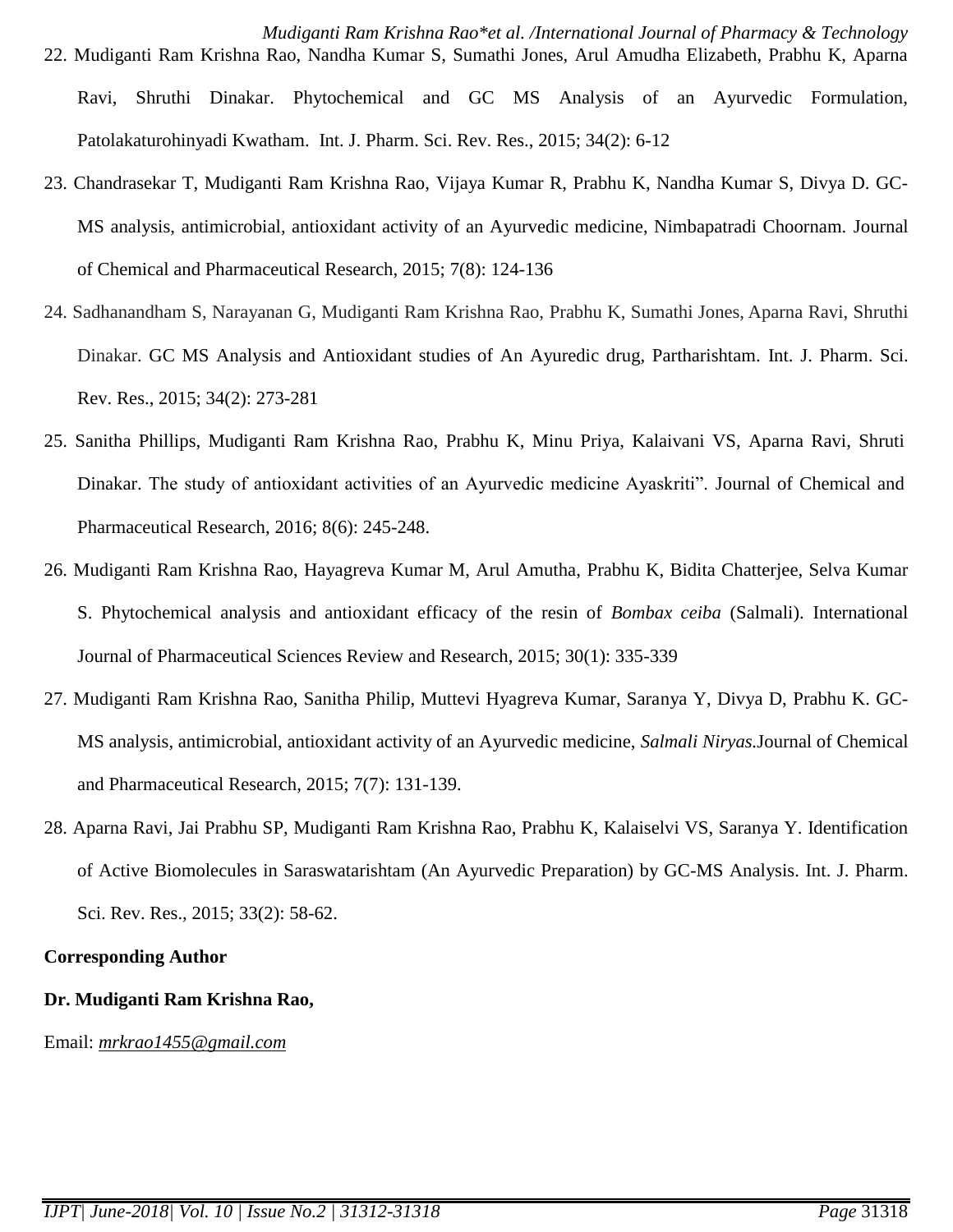22. Mudiganti Ram Krishna Rao, Nandha Kumar S, Sumathi Jones, Arul Amudha Elizabeth, Prabhu K, Aparna Ravi, Shruthi Dinakar. Phytochemical and GC MS Analysis of an Ayurvedic Formulation, Patolakaturohinyadi Kwatham. Int. J. Pharm. Sci. Rev. Res., 2015; 34(2): 6-12

23. Chandrasekar T, Mudiganti Ram Krishna Rao, Vijaya Kumar R, Prabhu K, Nandha Kumar S, Divya D. GC-MS analysis, antimicrobial, antioxidant activity of an Ayurvedic medicine, Nimbapatradi Choornam. Journal of Chemical and Pharmaceutical Research, 2015; 7(8): 124-136

24. Sadhanandham S, Narayanan G, Mudiganti Ram Krishna Rao, Prabhu K, Sumathi Jones, Aparna Ravi, Shruthi Dinakar. GC MS Analysis and Antioxidant studies of An Ayuredic drug, Partharishtam. Int. J. Pharm. Sci. Rev. Res., 2015; 34(2): 273-281

25. Sanitha Phillips, Mudiganti Ram Krishna Rao, Prabhu K, Minu Priya, Kalaivani VS, Aparna Ravi, Shruti Dinakar. The study of antioxidant activities of an Ayurvedic medicine Ayaskriti". Journal of Chemical and Pharmaceutical Research, 2016; 8(6): 245-248.

26. Mudiganti Ram Krishna Rao, Hayagreva Kumar M, Arul Amutha, Prabhu K, Bidita Chatterjee, Selva Kumar S. Phytochemical analysis and antioxidant efficacy of the resin of *Bombax ceiba* (Salmali). International Journal of Pharmaceutical Sciences Review and Research, 2015; 30(1): 335-339

27. Mudiganti Ram Krishna Rao, Sanitha Philip, Muttevi Hyagreva Kumar, Saranya Y, Divya D, Prabhu K. GC-MS analysis, antimicrobial, antioxidant activity of an Ayurvedic medicine, *Salmali Niryas.*Journal of Chemical and Pharmaceutical Research, 2015; 7(7): 131-139.

28. Aparna Ravi, Jai Prabhu SP, Mudiganti Ram Krishna Rao, Prabhu K, Kalaiselvi VS, Saranya Y. Identification of Active Biomolecules in Saraswatarishtam (An Ayurvedic Preparation) by GC-MS Analysis. Int. J. Pharm. Sci. Rev. Res., 2015; 33(2): 58-62.

**Corresponding Author**

**Dr. Mudiganti Ram Krishna Rao,**

Email: *mrkrao1455@gmail.com*